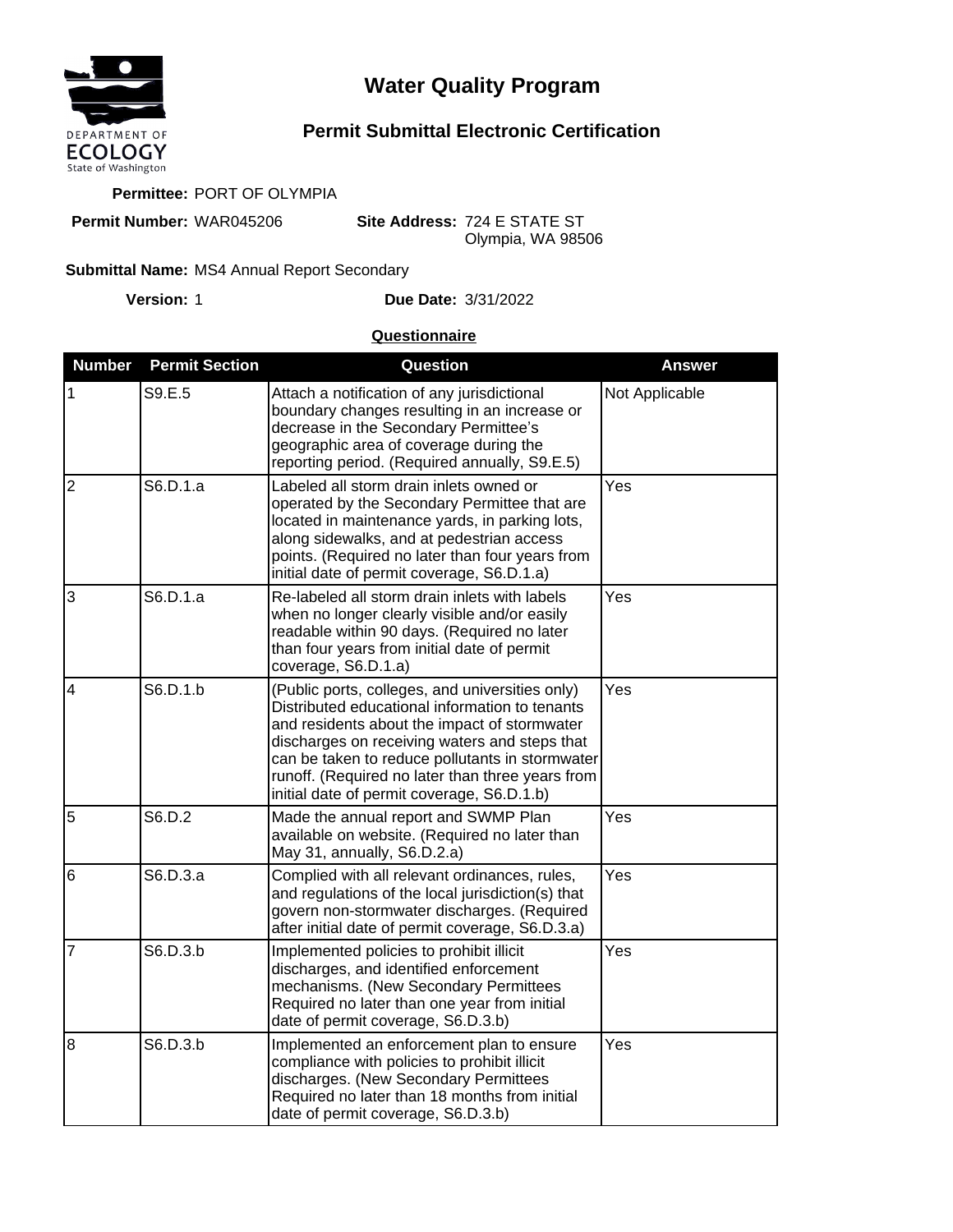DEPARTMENT OF ECOLOGY
State of Washington

# Water Quality Program

## Permit Submittal Electronic Certification

**Permittee:** PORT OF OLYMPIA

**Permit Number:** WAR045206

**Site Address:** 724 E STATE ST
Olympia, WA 98506

**Submittal Name:** MS4 Annual Report Secondary

**Version:** 1

**Due Date:** 3/31/2022

**Questionnaire**

| Number | Permit Section | Question | Answer |
|---|---|---|---|
| 1 | S9.E.5 | Attach a notification of any jurisdictional boundary changes resulting in an increase or decrease in the Secondary Permittee's geographic area of coverage during the reporting period. (Required annually, S9.E.5) | Not Applicable |
| 2 | S6.D.1.a | Labeled all storm drain inlets owned or operated by the Secondary Permittee that are located in maintenance yards, in parking lots, along sidewalks, and at pedestrian access points. (Required no later than four years from initial date of permit coverage, S6.D.1.a) | Yes |
| 3 | S6.D.1.a | Re-labeled all storm drain inlets with labels when no longer clearly visible and/or easily readable within 90 days. (Required no later than four years from initial date of permit coverage, S6.D.1.a) | Yes |
| 4 | S6.D.1.b | (Public ports, colleges, and universities only) Distributed educational information to tenants and residents about the impact of stormwater discharges on receiving waters and steps that can be taken to reduce pollutants in stormwater runoff. (Required no later than three years from initial date of permit coverage, S6.D.1.b) | Yes |
| 5 | S6.D.2 | Made the annual report and SWMP Plan available on website. (Required no later than May 31, annually, S6.D.2.a) | Yes |
| 6 | S6.D.3.a | Complied with all relevant ordinances, rules, and regulations of the local jurisdiction(s) that govern non-stormwater discharges. (Required after initial date of permit coverage, S6.D.3.a) | Yes |
| 7 | S6.D.3.b | Implemented policies to prohibit illicit discharges, and identified enforcement mechanisms. (New Secondary Permittees Required no later than one year from initial date of permit coverage, S6.D.3.b) | Yes |
| 8 | S6.D.3.b | Implemented an enforcement plan to ensure compliance with policies to prohibit illicit discharges. (New Secondary Permittees Required no later than 18 months from initial date of permit coverage, S6.D.3.b) | Yes |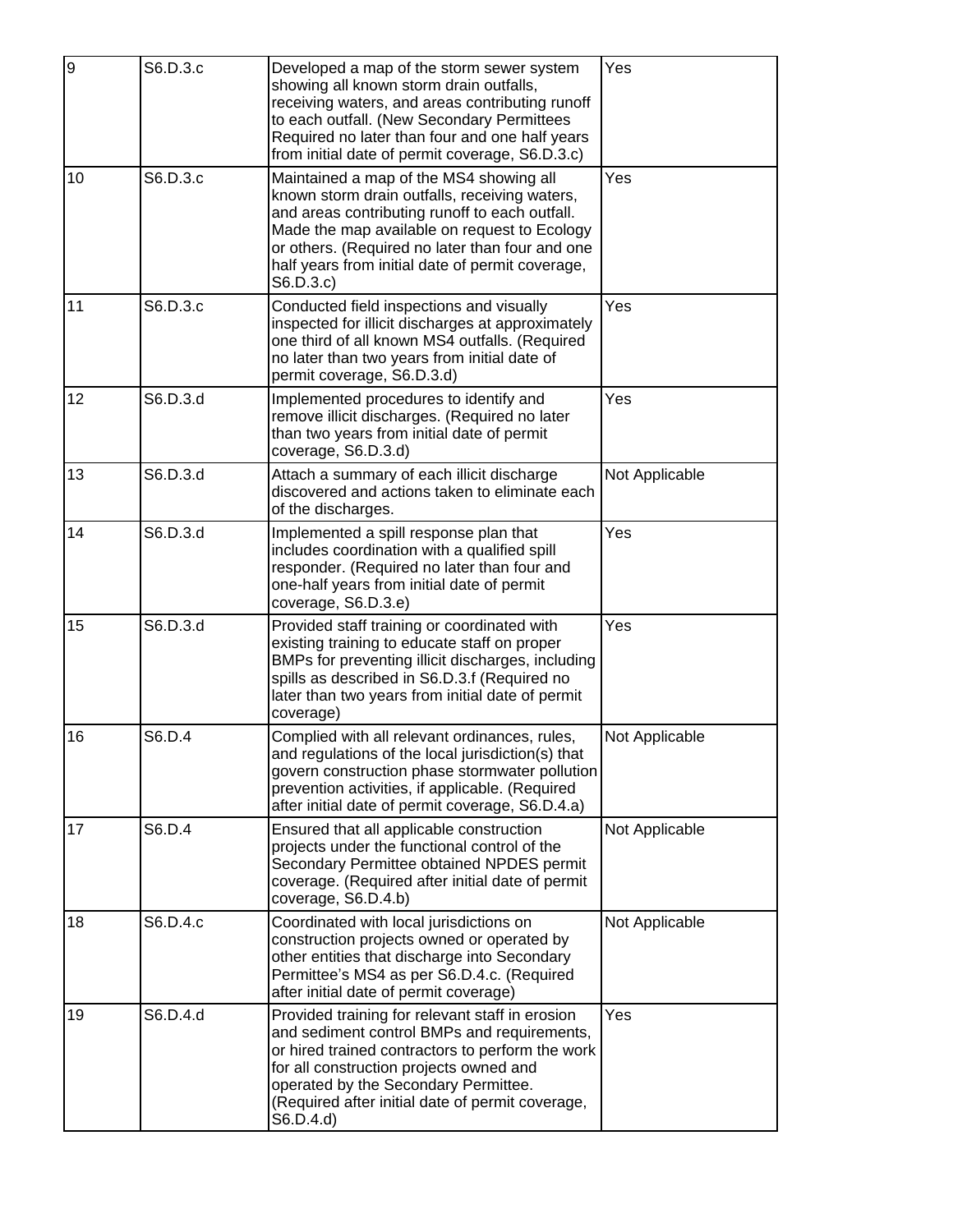| | | | |
|---|---|---|---|
| 9 | S6.D.3.c | Developed a map of the storm sewer system showing all known storm drain outfalls, receiving waters, and areas contributing runoff to each outfall. (New Secondary Permittees Required no later than four and one half years from initial date of permit coverage, S6.D.3.c) | Yes |
| 10 | S6.D.3.c | Maintained a map of the MS4 showing all known storm drain outfalls, receiving waters, and areas contributing runoff to each outfall. Made the map available on request to Ecology or others. (Required no later than four and one half years from initial date of permit coverage, S6.D.3.c) | Yes |
| 11 | S6.D.3.c | Conducted field inspections and visually inspected for illicit discharges at approximately one third of all known MS4 outfalls. (Required no later than two years from initial date of permit coverage, S6.D.3.d) | Yes |
| 12 | S6.D.3.d | Implemented procedures to identify and remove illicit discharges. (Required no later than two years from initial date of permit coverage, S6.D.3.d) | Yes |
| 13 | S6.D.3.d | Attach a summary of each illicit discharge discovered and actions taken to eliminate each of the discharges. | Not Applicable |
| 14 | S6.D.3.d | Implemented a spill response plan that includes coordination with a qualified spill responder. (Required no later than four and one-half years from initial date of permit coverage, S6.D.3.e) | Yes |
| 15 | S6.D.3.d | Provided staff training or coordinated with existing training to educate staff on proper BMPs for preventing illicit discharges, including spills as described in S6.D.3.f (Required no later than two years from initial date of permit coverage) | Yes |
| 16 | S6.D.4 | Complied with all relevant ordinances, rules, and regulations of the local jurisdiction(s) that govern construction phase stormwater pollution prevention activities, if applicable. (Required after initial date of permit coverage, S6.D.4.a) | Not Applicable |
| 17 | S6.D.4 | Ensured that all applicable construction projects under the functional control of the Secondary Permittee obtained NPDES permit coverage. (Required after initial date of permit coverage, S6.D.4.b) | Not Applicable |
| 18 | S6.D.4.c | Coordinated with local jurisdictions on construction projects owned or operated by other entities that discharge into Secondary Permittee's MS4 as per S6.D.4.c. (Required after initial date of permit coverage) | Not Applicable |
| 19 | S6.D.4.d | Provided training for relevant staff in erosion and sediment control BMPs and requirements, or hired trained contractors to perform the work for all construction projects owned and operated by the Secondary Permittee. (Required after initial date of permit coverage, S6.D.4.d) | Yes |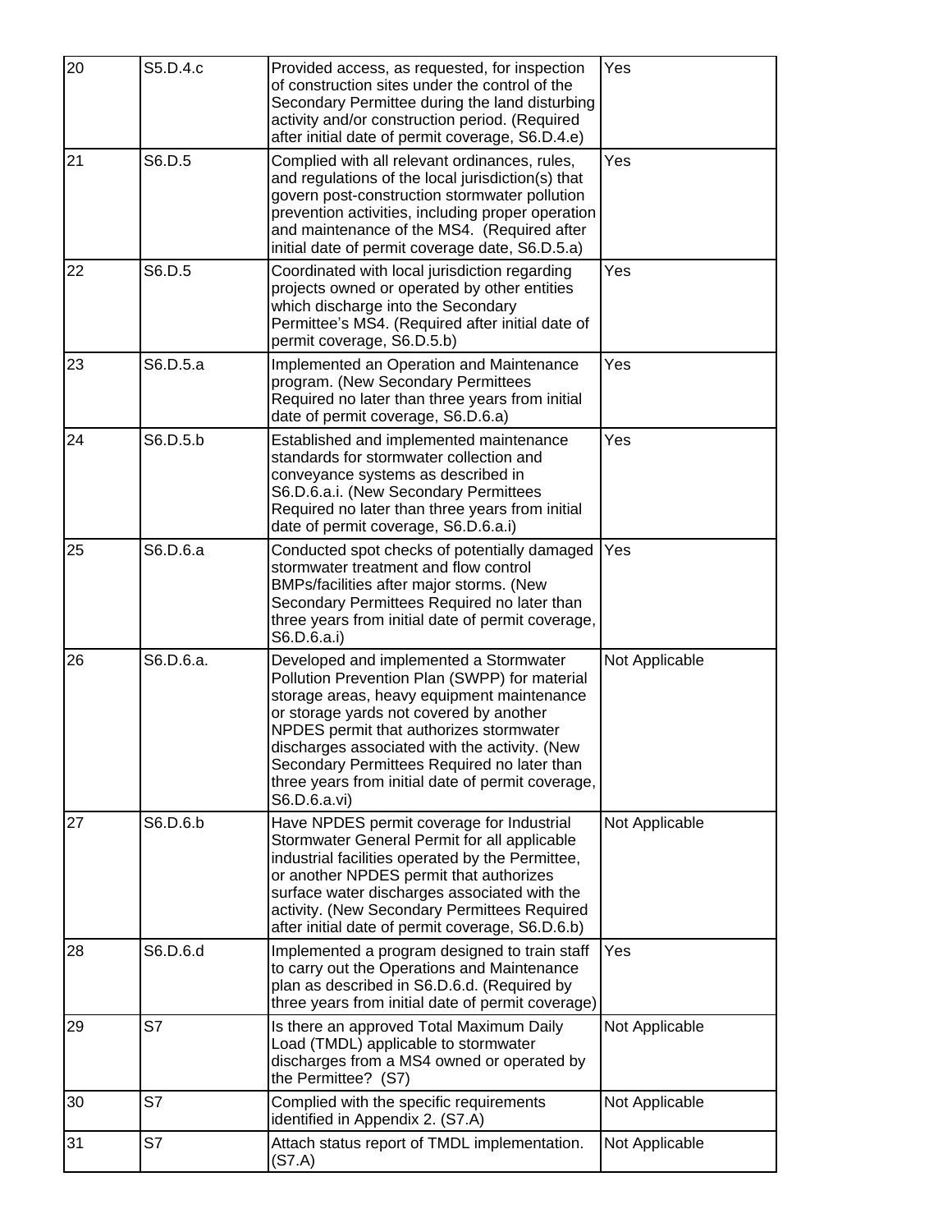| 20 | S5.D.4.c | Provided access, as requested, for inspection of construction sites under the control of the Secondary Permittee during the land disturbing activity and/or construction period. (Required after initial date of permit coverage, S6.D.4.e) | Yes |
|---|---|---|---|
| 21 | S6.D.5 | Complied with all relevant ordinances, rules, and regulations of the local jurisdiction(s) that govern post-construction stormwater pollution prevention activities, including proper operation and maintenance of the MS4. (Required after initial date of permit coverage date, S6.D.5.a) | Yes |
| 22 | S6.D.5 | Coordinated with local jurisdiction regarding projects owned or operated by other entities which discharge into the Secondary Permittee's MS4. (Required after initial date of permit coverage, S6.D.5.b) | Yes |
| 23 | S6.D.5.a | Implemented an Operation and Maintenance program. (New Secondary Permittees Required no later than three years from initial date of permit coverage, S6.D.6.a) | Yes |
| 24 | S6.D.5.b | Established and implemented maintenance standards for stormwater collection and conveyance systems as described in S6.D.6.a.i. (New Secondary Permittees Required no later than three years from initial date of permit coverage, S6.D.6.a.i) | Yes |
| 25 | S6.D.6.a | Conducted spot checks of potentially damaged stormwater treatment and flow control BMPs/facilities after major storms. (New Secondary Permittees Required no later than three years from initial date of permit coverage, S6.D.6.a.i) | Yes |
| 26 | S6.D.6.a. | Developed and implemented a Stormwater Pollution Prevention Plan (SWPP) for material storage areas, heavy equipment maintenance or storage yards not covered by another NPDES permit that authorizes stormwater discharges associated with the activity. (New Secondary Permittees Required no later than three years from initial date of permit coverage, S6.D.6.a.vi) | Not Applicable |
| 27 | S6.D.6.b | Have NPDES permit coverage for Industrial Stormwater General Permit for all applicable industrial facilities operated by the Permittee, or another NPDES permit that authorizes surface water discharges associated with the activity. (New Secondary Permittees Required after initial date of permit coverage, S6.D.6.b) | Not Applicable |
| 28 | S6.D.6.d | Implemented a program designed to train staff to carry out the Operations and Maintenance plan as described in S6.D.6.d. (Required by three years from initial date of permit coverage) | Yes |
| 29 | S7 | Is there an approved Total Maximum Daily Load (TMDL) applicable to stormwater discharges from a MS4 owned or operated by the Permittee? (S7) | Not Applicable |
| 30 | S7 | Complied with the specific requirements identified in Appendix 2. (S7.A) | Not Applicable |
| 31 | S7 | Attach status report of TMDL implementation. (S7.A) | Not Applicable |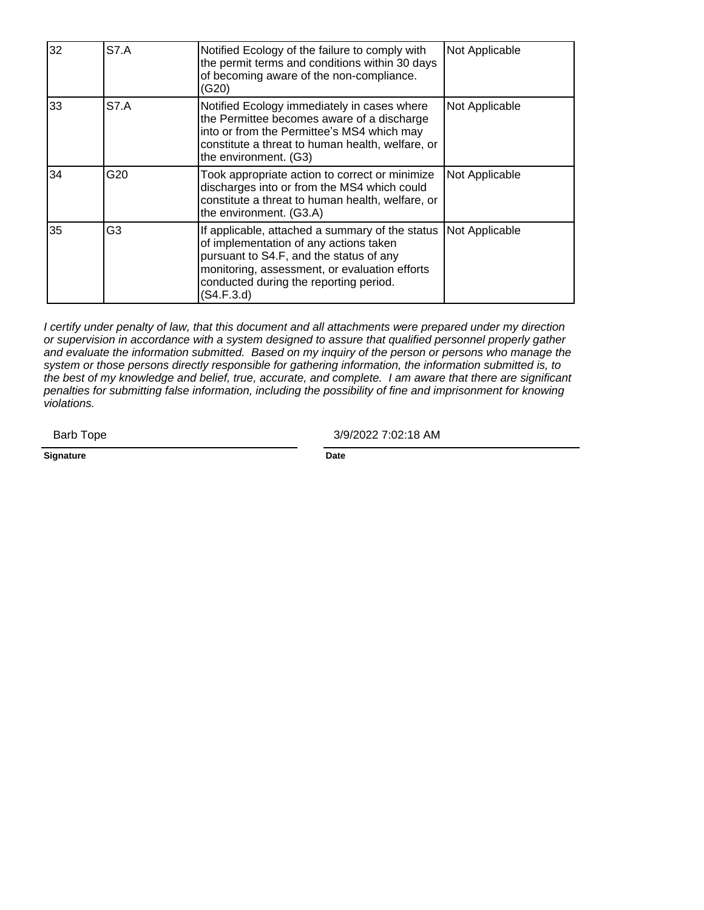| | | | |
|---|---|---|---|
| 32 | S7.A | Notified Ecology of the failure to comply with the permit terms and conditions within 30 days of becoming aware of the non-compliance. (G20) | Not Applicable |
| 33 | S7.A | Notified Ecology immediately in cases where the Permittee becomes aware of a discharge into or from the Permittee's MS4 which may constitute a threat to human health, welfare, or the environment. (G3) | Not Applicable |
| 34 | G20 | Took appropriate action to correct or minimize discharges into or from the MS4 which could constitute a threat to human health, welfare, or the environment. (G3.A) | Not Applicable |
| 35 | G3 | If applicable, attached a summary of the status of implementation of any actions taken pursuant to S4.F, and the status of any monitoring, assessment, or evaluation efforts conducted during the reporting period. (S4.F.3.d) | Not Applicable |

*I certify under penalty of law, that this document and all attachments were prepared under my direction or supervision in accordance with a system designed to assure that qualified personnel properly gather and evaluate the information submitted. Based on my inquiry of the person or persons who manage the system or those persons directly responsible for gathering information, the information submitted is, to the best of my knowledge and belief, true, accurate, and complete. I am aware that there are significant penalties for submitting false information, including the possibility of fine and imprisonment for knowing violations.*

Barb Tope

**Signature**

3/9/2022 7:02:18 AM

**Date**